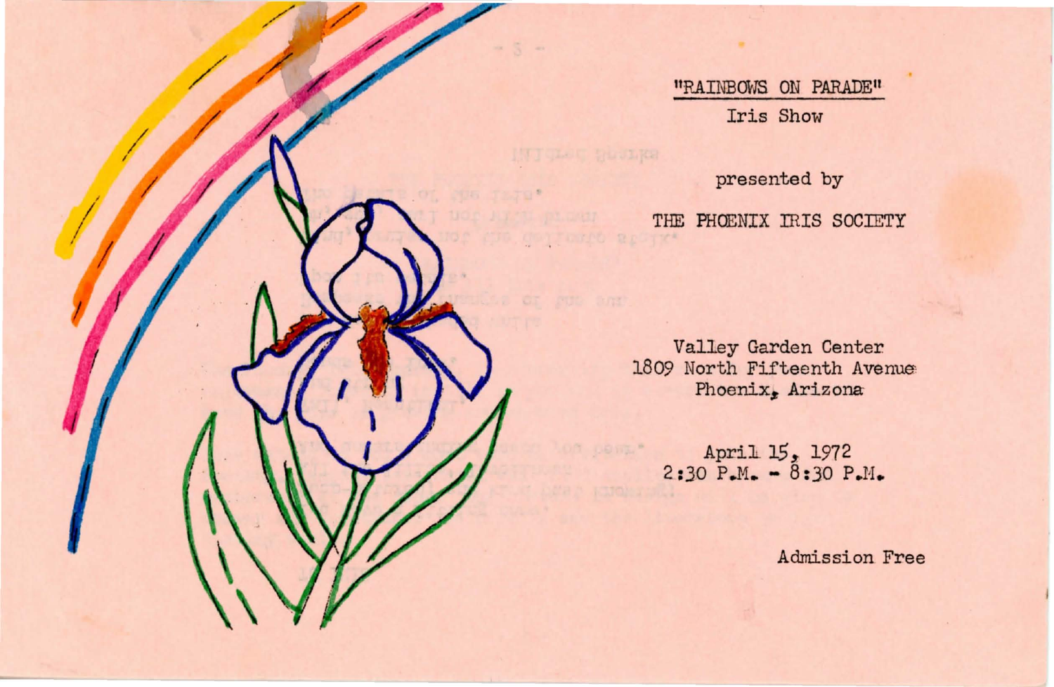# "RAINBOWS ON PARADE"

Iris Show

presented by

THE PHOENIX IRIS SOCIETY

Valley Garden Center
1809 North Fifteenth Avenue
Phoenix, Arizona

April 15, 1972
2:30 P.M. - 8:30 P.M.

Admission Free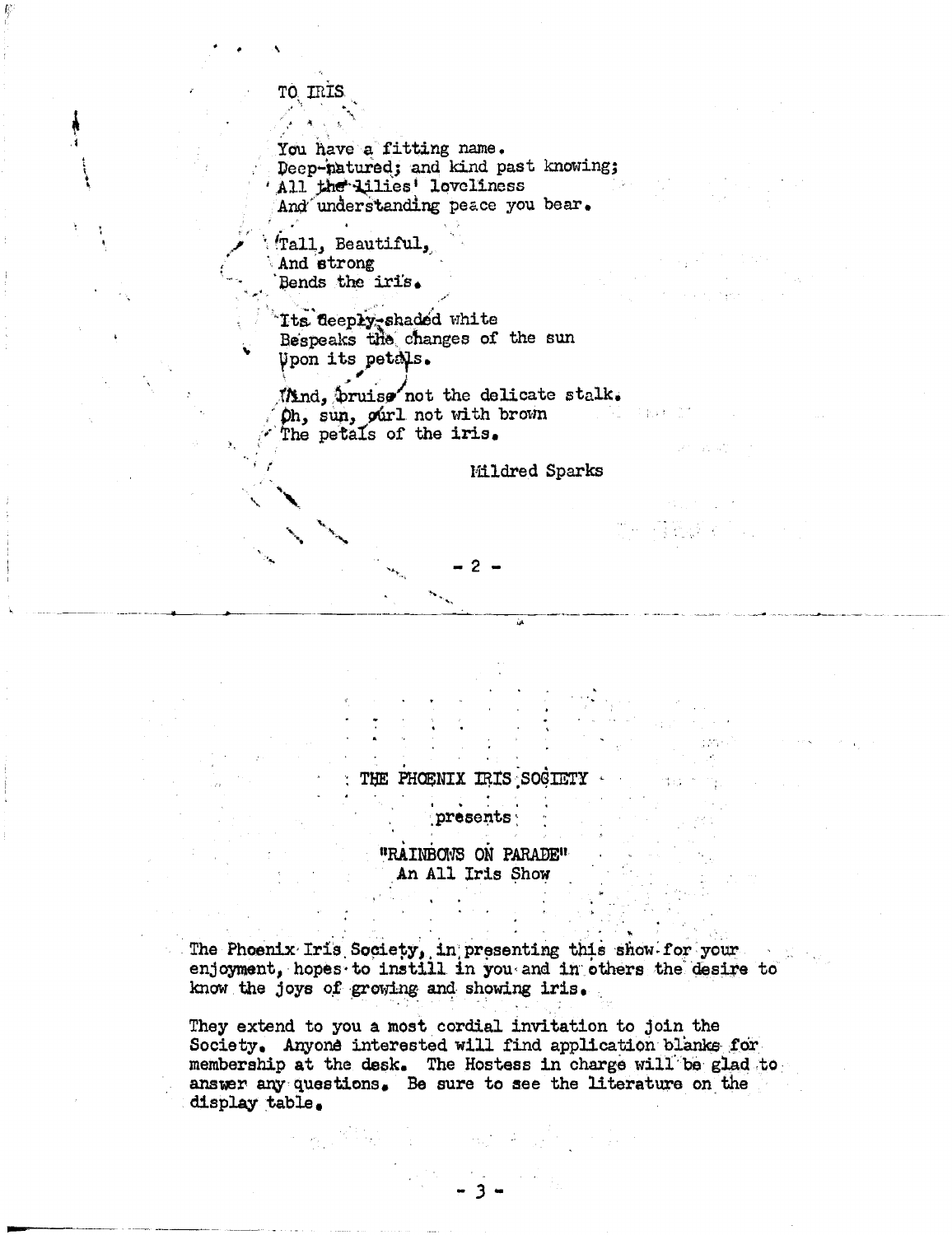## TO IRIS

You have a fitting name.
Deep-natured; and kind past knowing;
All the lilies' loveliness
And understanding peace you bear.

Tall, Beautiful,
And strong
Bends the iris.

Its deeply-shaded white
Bespeaks the changes of the sun
Upon its petals.

Wind, bruise not the delicate stalk.
Oh, sun, curl not with brown
The petals of the iris.

Mildred Sparks

---

## THE PHOENIX IRIS SOCIETY

presents

## "RAINBOWS ON PARADE"
An All Iris Show

The Phoenix Iris Society, in presenting this show for your enjoyment, hopes to instill in you and in others the desire to know the joys of growing and showing iris.

They extend to you a most cordial invitation to join the Society. Anyone interested will find application blanks for membership at the desk. The Hostess in charge will be glad to answer any questions. Be sure to see the literature on the display table.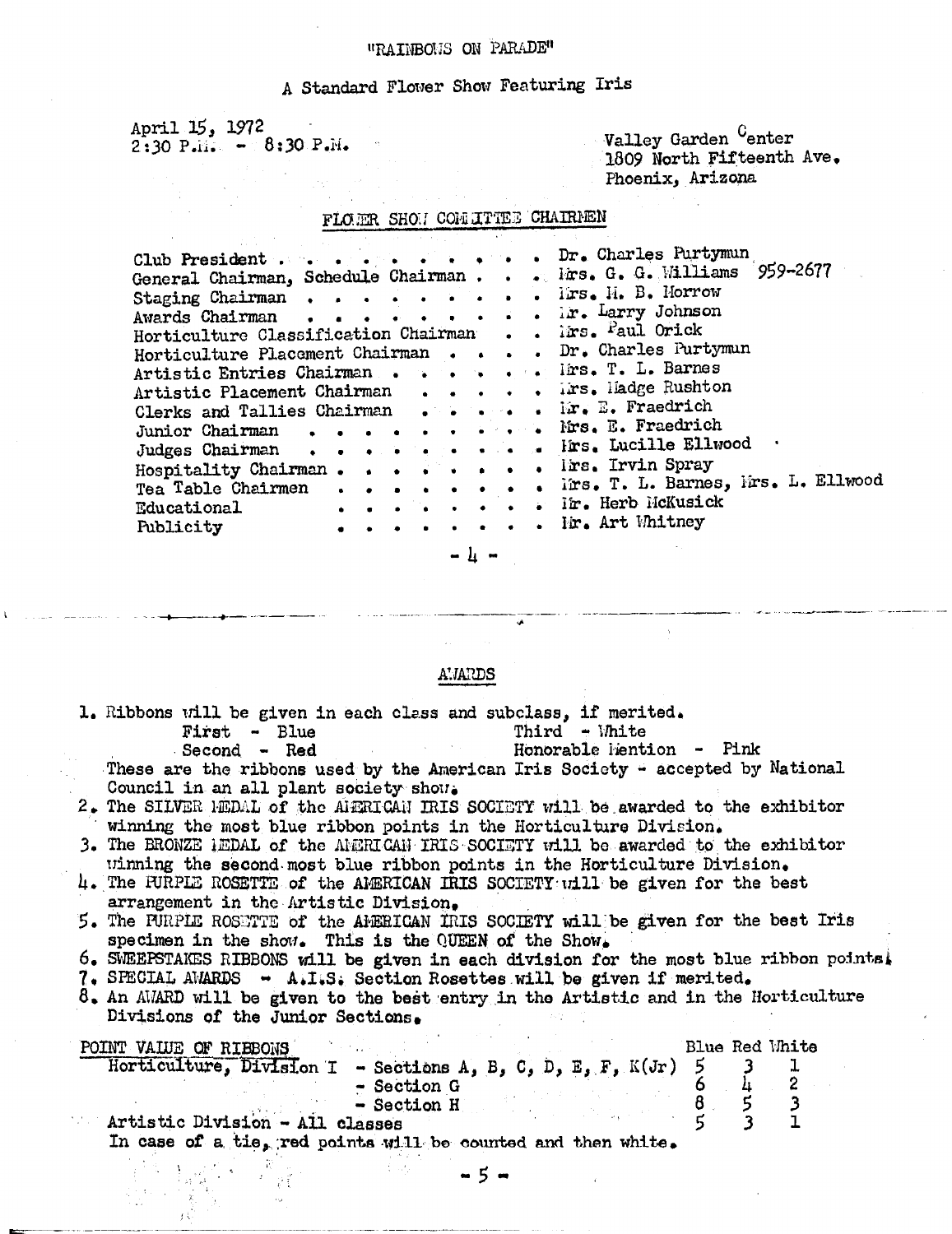"RAINBOWS ON PARADE"

A Standard Flower Show Featuring Iris

April 15, 1972
2:30 P.M. - 8:30 P.M.

Valley Garden Center
1809 North Fifteenth Ave.
Phoenix, Arizona

## FLOWER SHOW COMMITTEE CHAIRMEN

| | |
|---|---|
| Club President | Dr. Charles Purtymun |
| General Chairman, Schedule Chairman | Mrs. G. G. Williams 959-2677 |
| Staging Chairman | Mrs. H. B. Morrow |
| Awards Chairman | Mr. Larry Johnson |
| Horticulture Classification Chairman | Mrs. Paul Orick |
| Horticulture Placement Chairman | Dr. Charles Purtymun |
| Artistic Entries Chairman | Mrs. T. L. Barnes |
| Artistic Placement Chairman | Mrs. Madge Rushton |
| Clerks and Tallies Chairman | Mr. E. Fraedrich |
| Junior Chairman | Mrs. E. Fraedrich |
| Judges Chairman | Mrs. Lucille Ellwood |
| Hospitality Chairman | Mrs. Irvin Spray |
| Tea Table Chairmen | Mrs. T. L. Barnes, Mrs. L. Ellwood |
| Educational | Mr. Herb McKusick |
| Publicity | Mr. Art Whitney |

---

## AWARDS

1. Ribbons will be given in each class and subclass, if merited.
   First - Blue    Third - White
   Second - Red    Honorable Mention - Pink
   These are the ribbons used by the American Iris Society - accepted by National Council in an all plant society show.
2. The SILVER MEDAL of the AMERICAN IRIS SOCIETY will be awarded to the exhibitor winning the most blue ribbon points in the Horticulture Division.
3. The BRONZE MEDAL of the AMERICAN IRIS SOCIETY will be awarded to the exhibitor winning the second most blue ribbon points in the Horticulture Division.
4. The PURPLE ROSETTE of the AMERICAN IRIS SOCIETY will be given for the best arrangement in the Artistic Division.
5. The PURPLE ROSETTE of the AMERICAN IRIS SOCIETY will be given for the best Iris specimen in the show. This is the QUEEN of the Show.
6. SWEEPSTAKES RIBBONS will be given in each division for the most blue ribbon points.
7. SPECIAL AWARDS - A.I.S. Section Rosettes will be given if merited.
8. An AWARD will be given to the best entry in the Artistic and in the Horticulture Divisions of the Junior Sections.

| POINT VALUE OF RIBBONS | | Blue | Red | White |
|---|---|---|---|---|
| Horticulture, Division I | - Sections A, B, C, D, E, F, K(Jr) | 5 | 3 | 1 |
| | - Section G | 6 | 4 | 2 |
| | - Section H | 8 | 5 | 3 |
| Artistic Division - All classes | | 5 | 3 | 1 |

In case of a tie, red points will be counted and then white.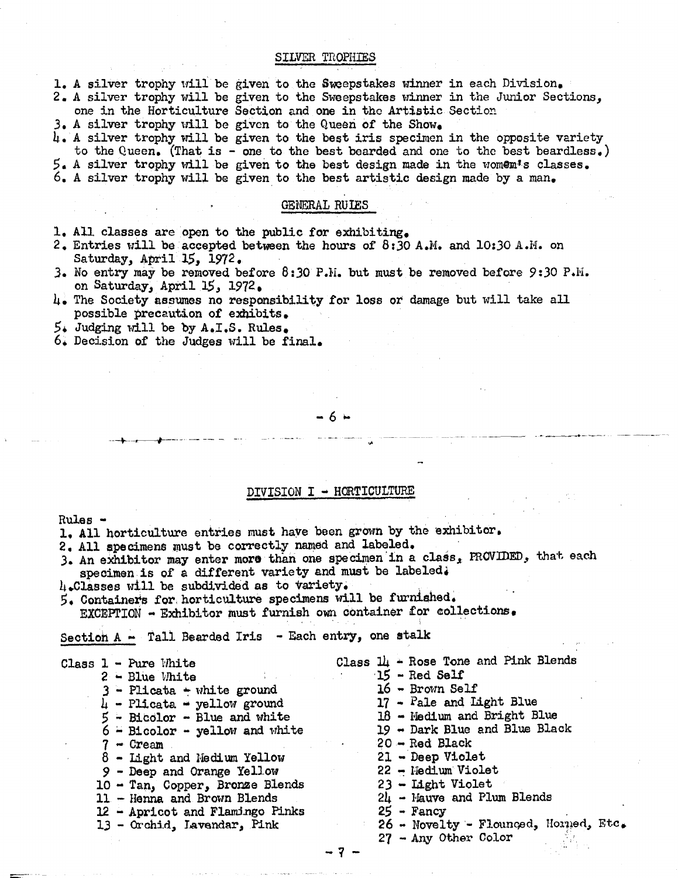## SILVER TROPHIES

1. A silver trophy will be given to the Sweepstakes winner in each Division.
2. A silver trophy will be given to the Sweepstakes winner in the Junior Sections, one in the Horticulture Section and one in the Artistic Section
3. A silver trophy will be given to the Queen of the Show.
4. A silver trophy will be given to the best iris specimen in the opposite variety to the Queen. (That is - one to the best bearded and one to the best beardless.)
5. A silver trophy will be given to the best design made in the womem's classes.
6. A silver trophy will be given to the best artistic design made by a man.

## GENERAL RULES

1. All classes are open to the public for exhibiting.
2. Entries will be accepted between the hours of 8:30 A.M. and 10:30 A.M. on Saturday, April 15, 1972.
3. No entry may be removed before 8:30 P.M. but must be removed before 9:30 P.M. on Saturday, April 15, 1972.
4. The Society assumes no responsibility for loss or damage but will take all possible precaution of exhibits.
5. Judging will be by A.I.S. Rules.
6. Decision of the Judges will be final.

## DIVISION I - HORTICULTURE

Rules -

1. All horticulture entries must have been grown by the exhibitor.
2. All specimens must be correctly named and labeled.
3. An exhibitor may enter more than one specimen in a class, PROVIDED, that each specimen is of a different variety and must be labeled.
4. Classes will be subdivided as to variety.
5. Containers for horticulture specimens will be furnished.
   EXCEPTION - Exhibitor must furnish own container for collections.

Section A - Tall Bearded Iris - Each entry, one stalk

Class 1 - Pure White
2 - Blue White
3 - Plicata - white ground
4 - Plicata - yellow ground
5 - Bicolor - Blue and white
6 - Bicolor - yellow and white
7 - Cream
8 - Light and Medium Yellow
9 - Deep and Orange Yellow
10 - Tan, Copper, Bronze Blends
11 - Henna and Brown Blends
12 - Apricot and Flamingo Pinks
13 - Orchid, Lavendar, Pink

Class 14 - Rose Tone and Pink Blends
15 - Red Self
16 - Brown Self
17 - Pale and Light Blue
18 - Medium and Bright Blue
19 - Dark Blue and Blue Black
20 - Red Black
21 - Deep Violet
22 - Medium Violet
23 - Light Violet
24 - Mauve and Plum Blends
25 - Fancy
26 - Novelty - Flounced, Horned, Etc.
27 - Any Other Color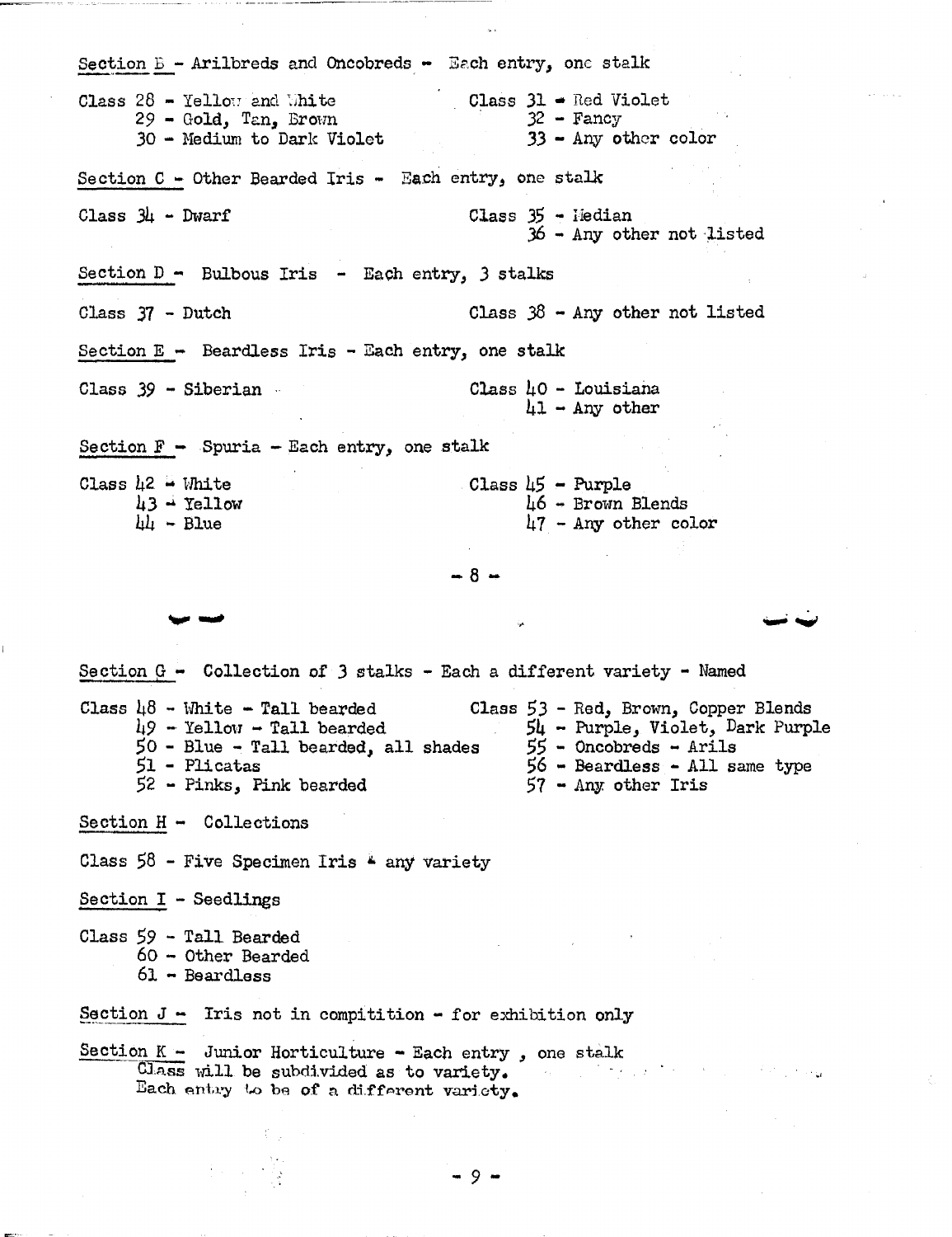Section B - Arilbreds and Oncobreds - Each entry, one stalk

Class 28 - Yellow and White
29 - Gold, Tan, Brown
30 - Medium to Dark Violet
Class 31 - Red Violet
32 - Fancy
33 - Any other color

Section C - Other Bearded Iris - Each entry, one stalk

Class 34 - Dwarf
Class 35 - Median
36 - Any other not listed

Section D - Bulbous Iris - Each entry, 3 stalks

Class 37 - Dutch
Class 38 - Any other not listed

Section E - Beardless Iris - Each entry, one stalk

Class 39 - Siberian
Class 40 - Louisiana
41 - Any other

Section F - Spuria - Each entry, one stalk

Class 42 - White
43 - Yellow
44 - Blue
Class 45 - Purple
46 - Brown Blends
47 - Any other color

Section G - Collection of 3 stalks - Each a different variety - Named

Class 48 - White - Tall bearded
49 - Yellow - Tall bearded
50 - Blue - Tall bearded, all shades
51 - Plicatas
52 - Pinks, Pink bearded
Class 53 - Red, Brown, Copper Blends
54 - Purple, Violet, Dark Purple
55 - Oncobreds - Arils
56 - Beardless - All same type
57 - Any other Iris

Section H - Collections

Class 58 - Five Specimen Iris - any variety

Section I - Seedlings

Class 59 - Tall Bearded
60 - Other Bearded
61 - Beardless

Section J - Iris not in compitition - for exhibition only

Section K - Junior Horticulture - Each entry, one stalk
Class will be subdivided as to variety.
Each entry to be of a different variety.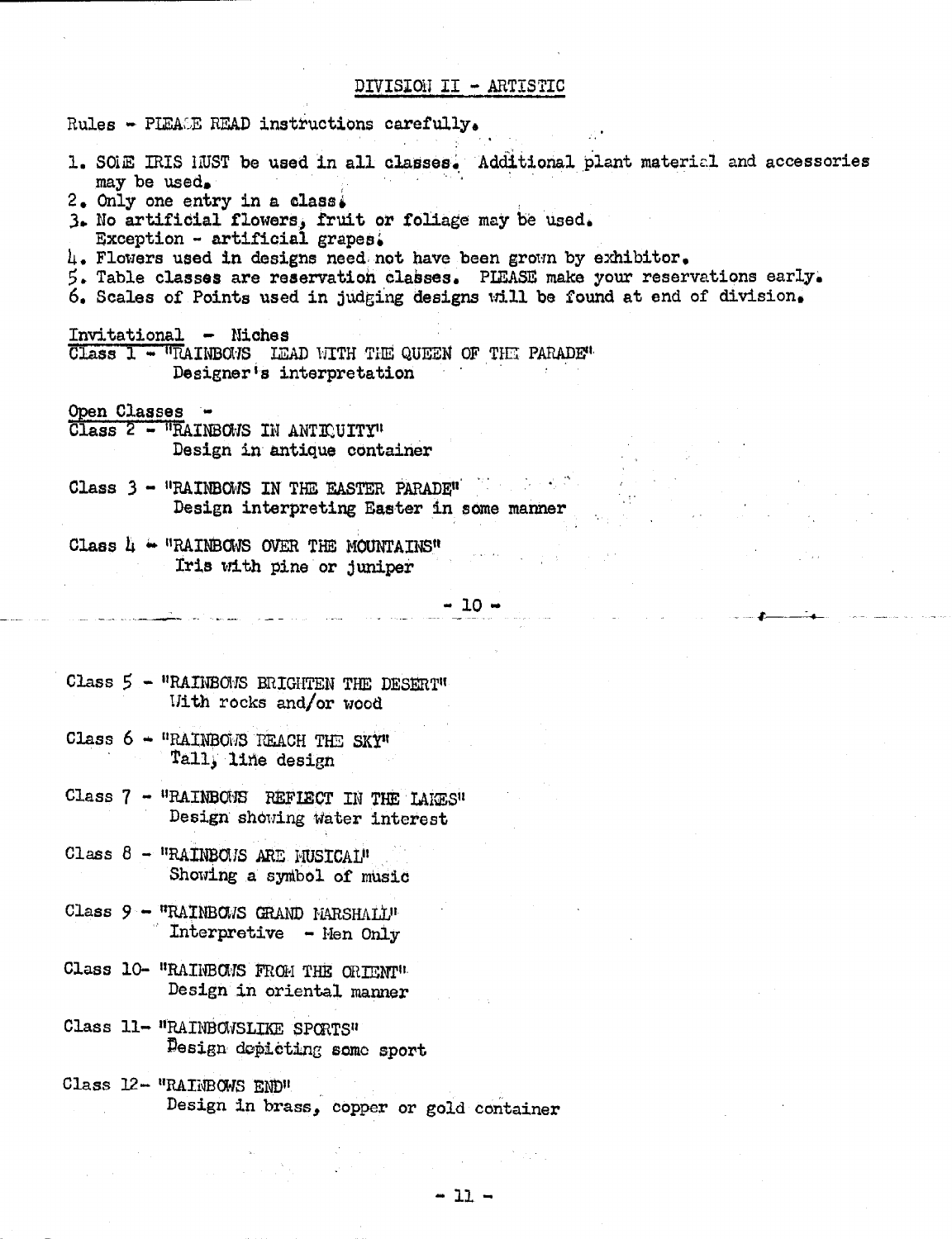## DIVISION II - ARTISTIC

Rules - PLEASE READ instructions carefully.

1. SOME IRIS MUST be used in all classes. Additional plant material and accessories may be used.
2. Only one entry in a class.
3. No artificial flowers, fruit or foliage may be used. Exception - artificial grapes.
4. Flowers used in designs need not have been grown by exhibitor.
5. Table classes are reservation classes. PLEASE make your reservations early.
6. Scales of Points used in judging designs will be found at end of division.

Invitational - Niches

Class 1 - "RAINBOWS LEAD WITH THE QUEEN OF THE PARADE"
Designer's interpretation

Open Classes -

Class 2 - "RAINBOWS IN ANTIQUITY"
Design in antique container

Class 3 - "RAINBOWS IN THE EASTER PARADE"
Design interpreting Easter in some manner

Class 4 - "RAINBOWS OVER THE MOUNTAINS"
Iris with pine or juniper

Class 5 - "RAINBOWS BRIGHTEN THE DESERT"
With rocks and/or wood

Class 6 - "RAINBOWS REACH THE SKY"
Tall, line design

Class 7 - "RAINBOWS REFLECT IN THE LAKES"
Design showing water interest

Class 8 - "RAINBOWS ARE MUSICAL"
Showing a symbol of music

Class 9 - "RAINBOWS GRAND MARSHALL"
Interpretive - Men Only

Class 10- "RAINBOWS FROM THE ORIENT"
Design in oriental manner

Class 11- "RAINBOWSLIKE SPORTS"
Design depicting some sport

Class 12- "RAINBOWS END"
Design in brass, copper or gold container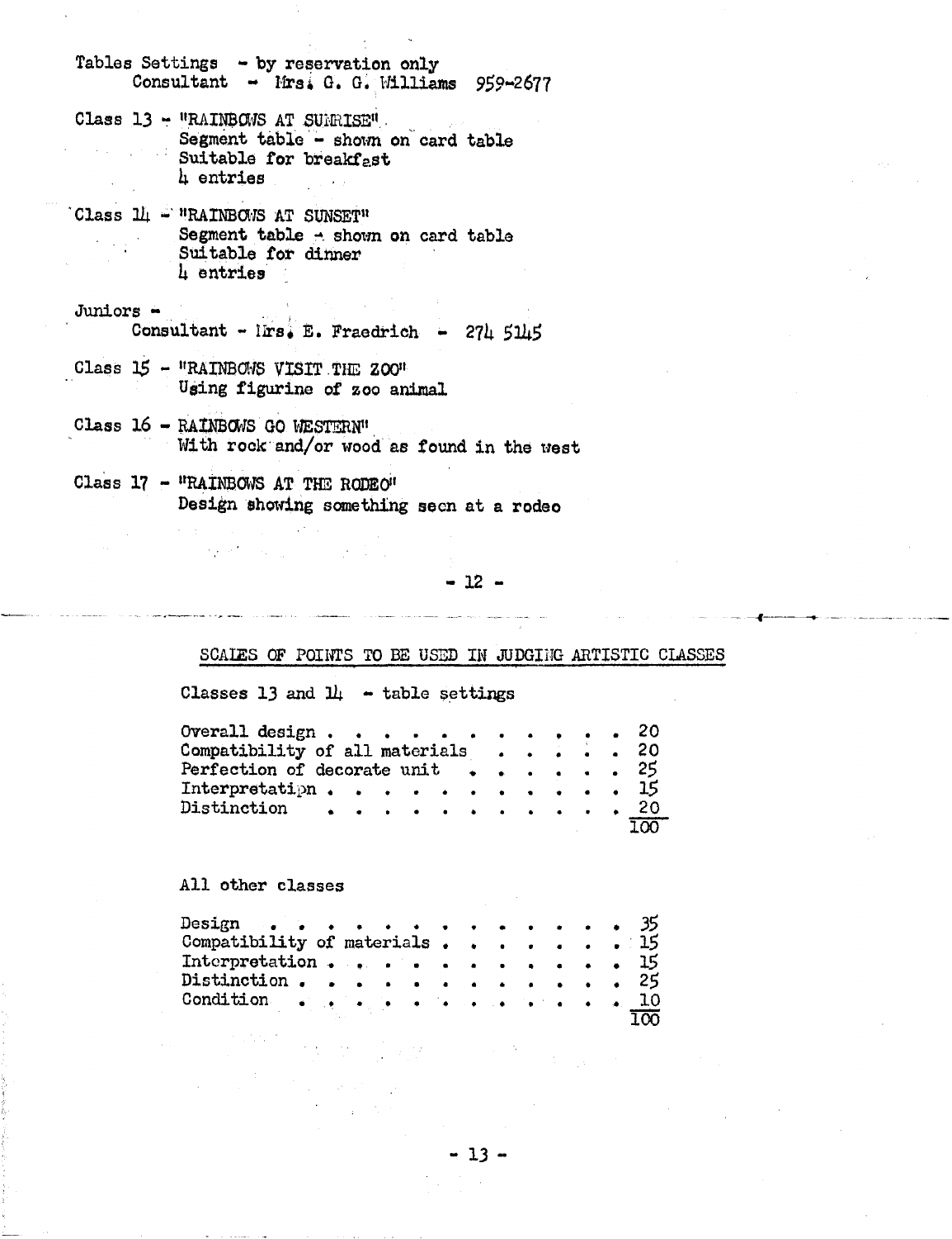Tables Settings - by reservation only
Consultant - Mrs. G. G. Williams 959-2677

Class 13 - "RAINBOWS AT SUNRISE"
Segment table - shown on card table
Suitable for breakfast
4 entries

Class 14 - "RAINBOWS AT SUNSET"
Segment table - shown on card table
Suitable for dinner
4 entries

Juniors -
Consultant - Mrs. E. Fraedrich - 274 5145

Class 15 - "RAINBOWS VISIT THE ZOO"
Using figurine of zoo animal

Class 16 - RAINBOWS GO WESTERN"
With rock and/or wood as found in the west

Class 17 - "RAINBOWS AT THE RODEO"
Design showing something seen at a rodeo

## SCALES OF POINTS TO BE USED IN JUDGING ARTISTIC CLASSES

Classes 13 and 14 - table settings

| | |
|---|---|
| Overall design | 20 |
| Compatibility of all materials | 20 |
| Perfection of decorate unit | 25 |
| Interpretation | 15 |
| Distinction | 20 |
| | 100 |

All other classes

| | |
|---|---|
| Design | 35 |
| Compatibility of materials | 15 |
| Interpretation | 15 |
| Distinction | 25 |
| Condition | 10 |
| | 100 |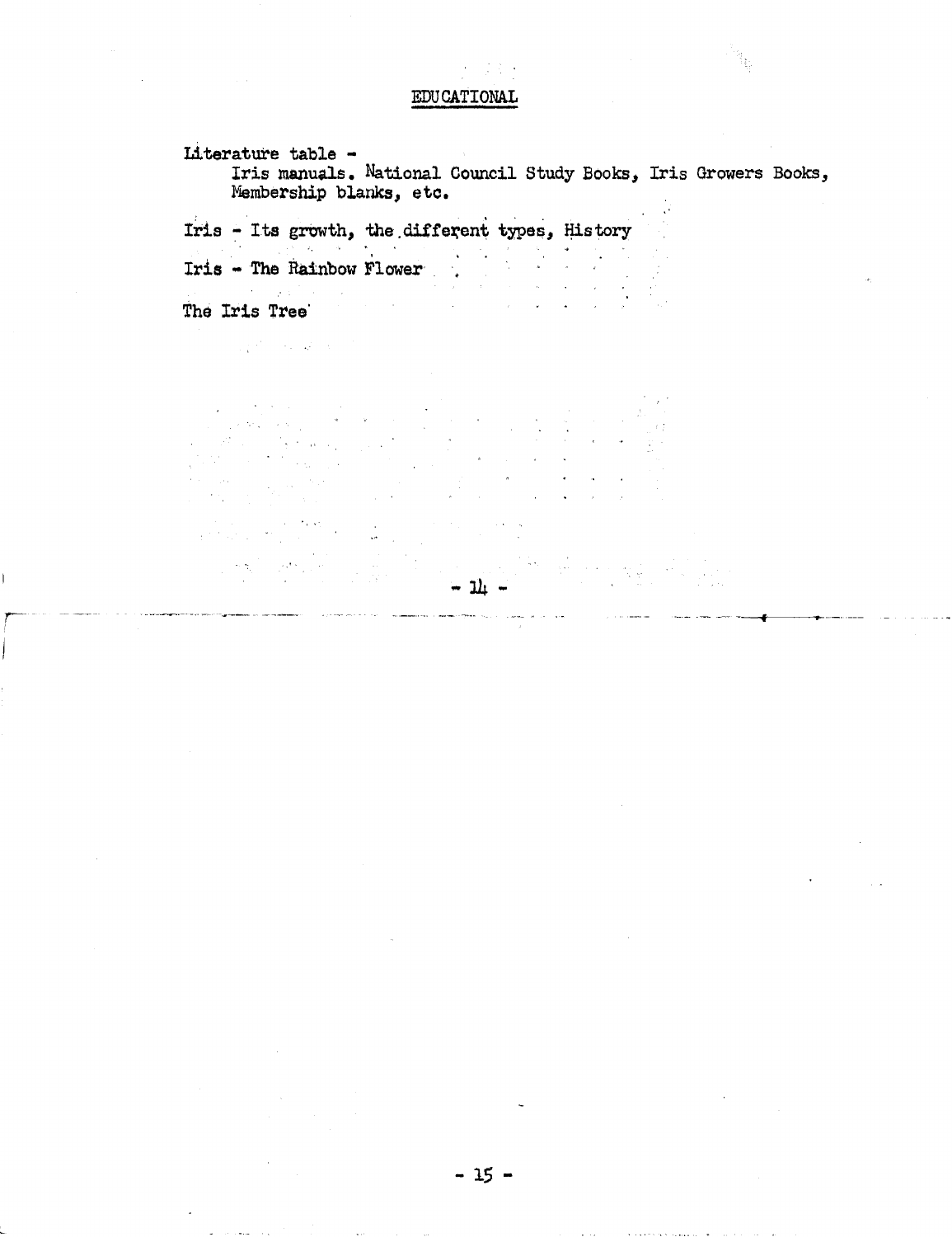## EDUCATIONAL

Literature table -
Iris manuals. National Council Study Books, Iris Growers Books, Membership blanks, etc.

Iris - Its growth, the different types, History

Iris - The Rainbow Flower

The Iris Tree